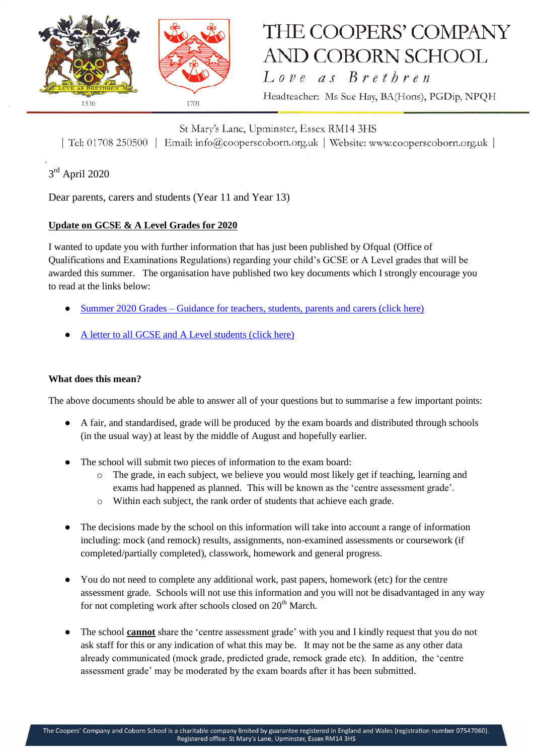# THE COOPERS' COMPANY AND COBORN SCHOOL

*Love as Brethren*

Headteacher: Ms Sue Hay, BA(Hons), PGDip, NPQH

1536 1701

St Mary's Lane, Upminster, Essex RM14 3HS

| Tel: 01708 250500 | Email: info@cooperscoborn.org.uk | Website: www.cooperscoborn.org.uk |

3rd April 2020

Dear parents, carers and students (Year 11 and Year 13)

**Update on GCSE & A Level Grades for 2020**

I wanted to update you with further information that has just been published by Ofqual (Office of Qualifications and Examinations Regulations) regarding your child's GCSE or A Level grades that will be awarded this summer. The organisation have published two key documents which I strongly encourage you to read at the links below:

- Summer 2020 Grades – Guidance for teachers, students, parents and carers (click here)
- A letter to all GCSE and A Level students (click here)

**What does this mean?**

The above documents should be able to answer all of your questions but to summarise a few important points:

- A fair, and standardised, grade will be produced by the exam boards and distributed through schools (in the usual way) at least by the middle of August and hopefully earlier.
- The school will submit two pieces of information to the exam board:
  - The grade, in each subject, we believe you would most likely get if teaching, learning and exams had happened as planned. This will be known as the 'centre assessment grade'.
  - Within each subject, the rank order of students that achieve each grade.
- The decisions made by the school on this information will take into account a range of information including: mock (and remock) results, assignments, non-examined assessments or coursework (if completed/partially completed), classwork, homework and general progress.
- You do not need to complete any additional work, past papers, homework (etc) for the centre assessment grade. Schools will not use this information and you will not be disadvantaged in any way for not completing work after schools closed on 20th March.
- The school **cannot** share the 'centre assessment grade' with you and I kindly request that you do not ask staff for this or any indication of what this may be. It may not be the same as any other data already communicated (mock grade, predicted grade, remock grade etc). In addition, the 'centre assessment grade' may be moderated by the exam boards after it has been submitted.

The Coopers' Company and Coborn School is a charitable company limited by guarantee registered in England and Wales (registration number 07547060). Registered office: St Mary's Lane, Upminster, Essex RM14 3HS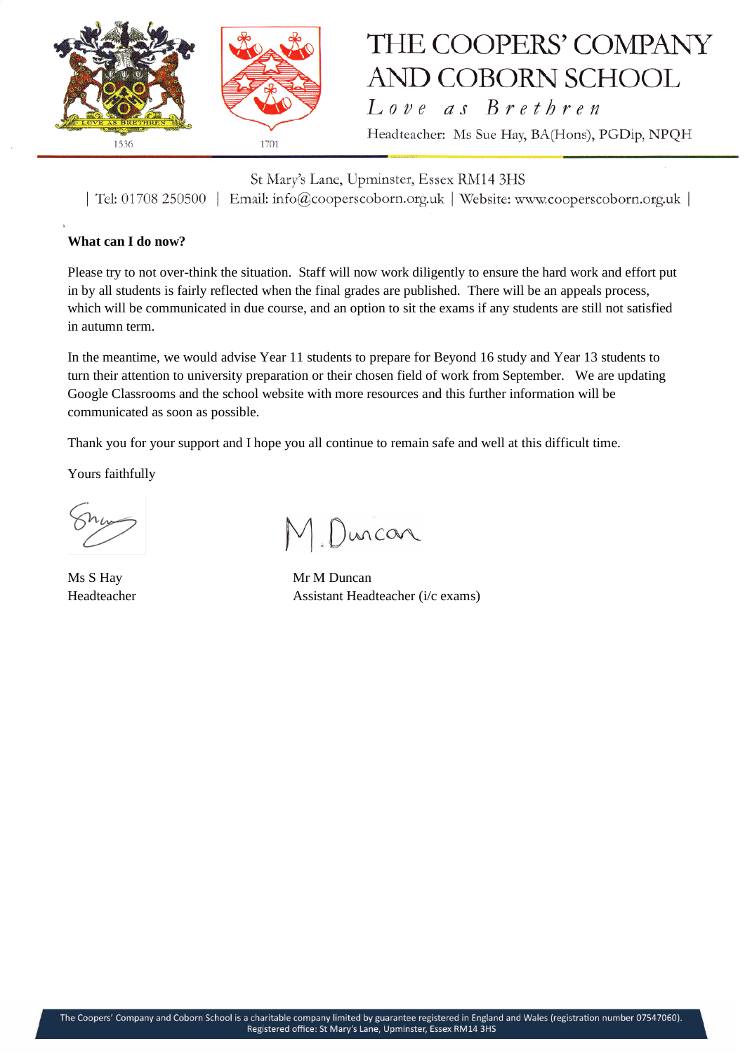# THE COOPERS' COMPANY AND COBORN SCHOOL

*Love as Brethren*

Headteacher: Ms Sue Hay, BA(Hons), PGDip, NPQH

St Mary's Lane, Upminster, Essex RM14 3HS

| Tel: 01708 250500 | Email: info@cooperscoborn.org.uk | Website: www.cooperscoborn.org.uk |

**What can I do now?**

Please try to not over-think the situation. Staff will now work diligently to ensure the hard work and effort put in by all students is fairly reflected when the final grades are published. There will be an appeals process, which will be communicated in due course, and an option to sit the exams if any students are still not satisfied in autumn term.

In the meantime, we would advise Year 11 students to prepare for Beyond 16 study and Year 13 students to turn their attention to university preparation or their chosen field of work from September. We are updating Google Classrooms and the school website with more resources and this further information will be communicated as soon as possible.

Thank you for your support and I hope you all continue to remain safe and well at this difficult time.

Yours faithfully

Ms S Hay
Headteacher

M. Duncan

Mr M Duncan
Assistant Headteacher (i/c exams)

The Coopers' Company and Coborn School is a charitable company limited by guarantee registered in England and Wales (registration number 07547060).
Registered office: St Mary's Lane, Upminster, Essex RM14 3HS